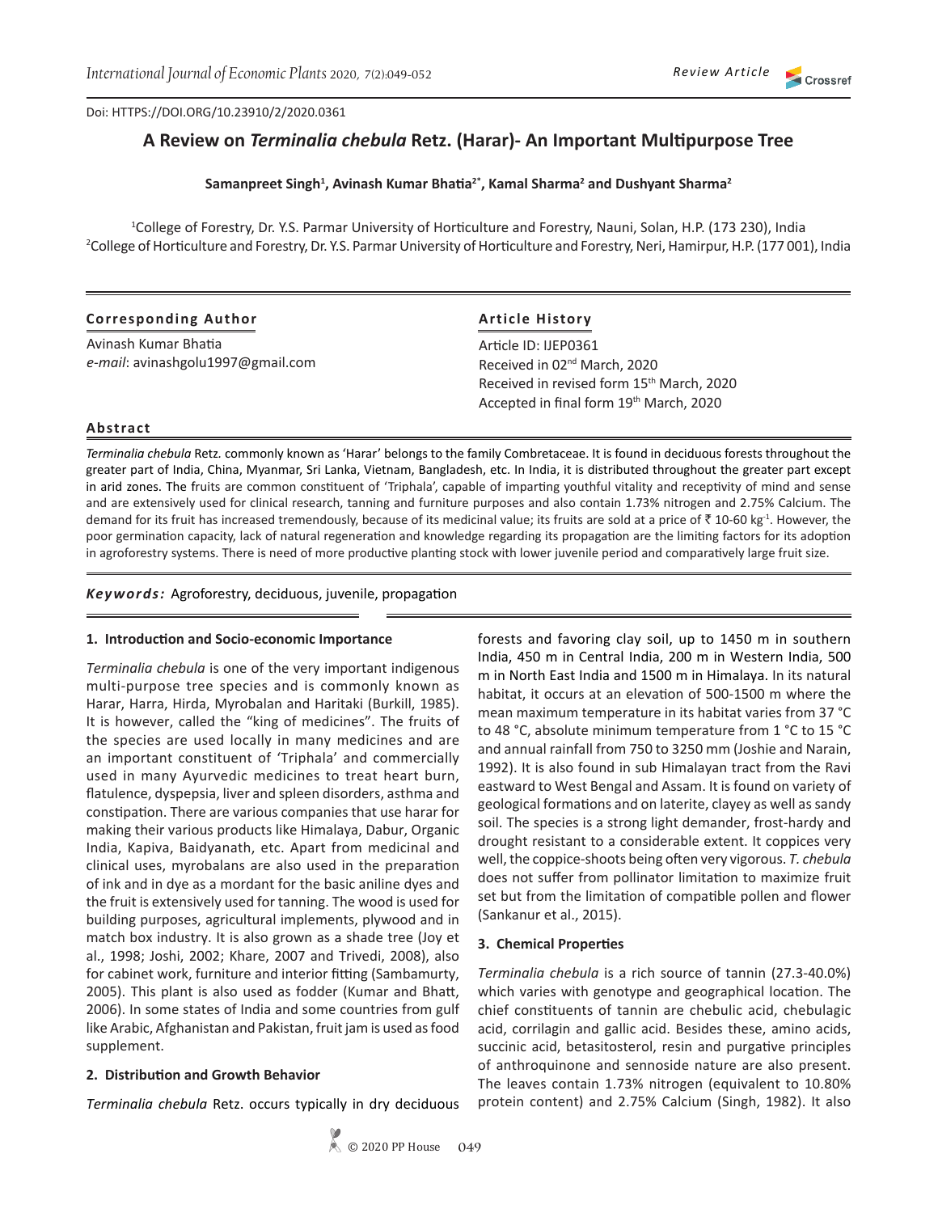Doi: HTTPS://DOI.ORG/10.23910/2/2020.0361

Review Article

# A Review on *Terminalia chebula* Retz. (Harar)- An Important Multipurpose Tree

**Samanpreet Singh[1], Avinash Kumar Bhatia[2*], Kamal Sharma[2] and Dushyant Sharma[2]**

[1]College of Forestry, Dr. Y.S. Parmar University of Horticulture and Forestry, Nauni, Solan, H.P. (173 230), India
[2]College of Horticulture and Forestry, Dr. Y.S. Parmar University of Horticulture and Forestry, Neri, Hamirpur, H.P. (177 001), India

**Corresponding Author**

Avinash Kumar Bhatia
*e-mail*: avinashgolu1997@gmail.com

**Article History**

Article ID: IJEP0361
Received in 02nd March, 2020
Received in revised form 15th March, 2020
Accepted in final form 19th March, 2020

**Abstract**

*Terminalia chebula* Retz. commonly known as 'Harar' belongs to the family Combretaceae. It is found in deciduous forests throughout the greater part of India, China, Myanmar, Sri Lanka, Vietnam, Bangladesh, etc. In India, it is distributed throughout the greater part except in arid zones. The fruits are common constituent of 'Triphala', capable of imparting youthful vitality and receptivity of mind and sense and are extensively used for clinical research, tanning and furniture purposes and also contain 1.73% nitrogen and 2.75% Calcium. The demand for its fruit has increased tremendously, because of its medicinal value; its fruits are sold at a price of ₹ 10-60 kg$^{-1}$. However, the poor germination capacity, lack of natural regeneration and knowledge regarding its propagation are the limiting factors for its adoption in agroforestry systems. There is need of more productive planting stock with lower juvenile period and comparatively large fruit size.

***Keywords:*** Agroforestry, deciduous, juvenile, propagation

## 1. Introduction and Socio-economic Importance

*Terminalia chebula* is one of the very important indigenous multi-purpose tree species and is commonly known as Harar, Harra, Hirda, Myrobalan and Haritaki (Burkill, 1985). It is however, called the "king of medicines". The fruits of the species are used locally in many medicines and are an important constituent of 'Triphala' and commercially used in many Ayurvedic medicines to treat heart burn, flatulence, dyspepsia, liver and spleen disorders, asthma and constipation. There are various companies that use harar for making their various products like Himalaya, Dabur, Organic India, Kapiva, Baidyanath, etc. Apart from medicinal and clinical uses, myrobalans are also used in the preparation of ink and in dye as a mordant for the basic aniline dyes and the fruit is extensively used for tanning. The wood is used for building purposes, agricultural implements, plywood and in match box industry. It is also grown as a shade tree (Joy et al., 1998; Joshi, 2002; Khare, 2007 and Trivedi, 2008), also for cabinet work, furniture and interior fitting (Sambamurty, 2005). This plant is also used as fodder (Kumar and Bhatt, 2006). In some states of India and some countries from gulf like Arabic, Afghanistan and Pakistan, fruit jam is used as food supplement.

## 2. Distribution and Growth Behavior

*Terminalia chebula* Retz. occurs typically in dry deciduous forests and favoring clay soil, up to 1450 m in southern India, 450 m in Central India, 200 m in Western India, 500 m in North East India and 1500 m in Himalaya. In its natural habitat, it occurs at an elevation of 500-1500 m where the mean maximum temperature in its habitat varies from 37 °C to 48 °C, absolute minimum temperature from 1 °C to 15 °C and annual rainfall from 750 to 3250 mm (Joshie and Narain, 1992). It is also found in sub Himalayan tract from the Ravi eastward to West Bengal and Assam. It is found on variety of geological formations and on laterite, clayey as well as sandy soil. The species is a strong light demander, frost-hardy and drought resistant to a considerable extent. It coppices very well, the coppice-shoots being often very vigorous. *T. chebula* does not suffer from pollinator limitation to maximize fruit set but from the limitation of compatible pollen and flower (Sankanur et al., 2015).

## 3. Chemical Properties

*Terminalia chebula* is a rich source of tannin (27.3-40.0%) which varies with genotype and geographical location. The chief constituents of tannin are chebulic acid, chebulagic acid, corrilagin and gallic acid. Besides these, amino acids, succinic acid, betasitosterol, resin and purgative principles of anthroquinone and sennoside nature are also present. The leaves contain 1.73% nitrogen (equivalent to 10.80% protein content) and 2.75% Calcium (Singh, 1982). It also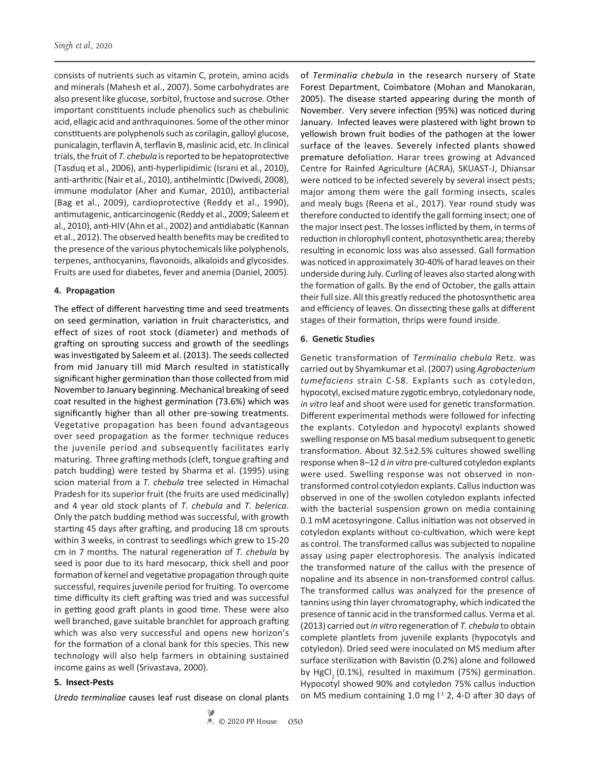consists of nutrients such as vitamin C, protein, amino acids and minerals (Mahesh et al., 2007). Some carbohydrates are also present like glucose, sorbitol, fructose and sucrose. Other important constituents include phenolics such as chebulinic acid, ellagic acid and anthraquinones. Some of the other minor constituents are polyphenols such as corilagin, galloyl glucose, punicalagin, terflavin A, terflavin B, maslinic acid, etc. In clinical trials, the fruit of *T. chebula* is reported to be hepatoprotective (Tasduq et al., 2006), anti-hyperlipidimic (Israni et al., 2010), anti-arthritic (Nair et al., 2010), antihelmintic (Dwivedi, 2008), immune modulator (Aher and Kumar, 2010), antibacterial (Bag et al., 2009), cardioprotective (Reddy et al., 1990), antimutagenic, anticarcinogenic (Reddy et al., 2009; Saleem et al., 2010), anti-HIV (Ahn et al., 2002) and antidiabatic (Kannan et al., 2012). The observed health benefits may be credited to the presence of the various phytochemicals like polyphenols, terpenes, anthocyanins, flavonoids, alkaloids and glycosides. Fruits are used for diabetes, fever and anemia (Daniel, 2005).

## 4. Propagation

The effect of different harvesting time and seed treatments on seed germination, variation in fruit characteristics, and effect of sizes of root stock (diameter) and methods of grafting on sprouting success and growth of the seedlings was investigated by Saleem et al. (2013). The seeds collected from mid January till mid March resulted in statistically significant higher germination than those collected from mid November to January beginning. Mechanical breaking of seed coat resulted in the highest germination (73.6%) which was significantly higher than all other pre-sowing treatments. Vegetative propagation has been found advantageous over seed propagation as the former technique reduces the juvenile period and subsequently facilitates early maturing. Three grafting methods (cleft, tongue grafting and patch budding) were tested by Sharma et al. (1995) using scion material from a *T. chebula* tree selected in Himachal Pradesh for its superior fruit (the fruits are used medicinally) and 4 year old stock plants of *T. chebula* and *T. belerica*. Only the patch budding method was successful, with growth starting 45 days after grafting, and producing 18 cm sprouts within 3 weeks, in contrast to seedlings which grew to 15-20 cm in 7 months. The natural regeneration of *T. chebula* by seed is poor due to its hard mesocarp, thick shell and poor formation of kernel and vegetative propagation through quite successful, requires juvenile period for fruiting. To overcome time difficulty its cleft grafting was tried and was successful in getting good graft plants in good time. These were also well branched, gave suitable branchlet for approach grafting which was also very successful and opens new horizon's for the formation of a clonal bank for this species. This new technology will also help farmers in obtaining sustained income gains as well (Srivastava, 2000).

## 5. Insect-Pests

*Uredo terminaliae* causes leaf rust disease on clonal plants of *Terminalia chebula* in the research nursery of State Forest Department, Coimbatore (Mohan and Manokaran, 2005). The disease started appearing during the month of November. Very severe infection (95%) was noticed during January. Infected leaves were plastered with light brown to yellowish brown fruit bodies of the pathogen at the lower surface of the leaves. Severely infected plants showed premature defoliation. Harar trees growing at Advanced Centre for Rainfed Agriculture (ACRA), SKUAST-J, Dhiansar were noticed to be infected severely by several insect pests; major among them were the gall forming insects, scales and mealy bugs (Reena et al., 2017). Year round study was therefore conducted to identify the gall forming insect; one of the major insect pest. The losses inflicted by them, in terms of reduction in chlorophyll content, photosynthetic area; thereby resulting in economic loss was also assessed. Gall formation was noticed in approximately 30-40% of harad leaves on their underside during July. Curling of leaves also started along with the formation of galls. By the end of October, the galls attain their full size. All this greatly reduced the photosynthetic area and efficiency of leaves. On dissecting these galls at different stages of their formation, thrips were found inside.

## 6. Genetic Studies

Genetic transformation of *Terminalia chebula* Retz. was carried out by Shyamkumar et al. (2007) using *Agrobacterium tumefaciens* strain C-58. Explants such as cotyledon, hypocotyl, excised mature zygotic embryo, cotyledonary node, *in vitro* leaf and shoot were used for genetic transformation. Different experimental methods were followed for infecting the explants. Cotyledon and hypocotyl explants showed swelling response on MS basal medium subsequent to genetic transformation. About 32.5±2.5% cultures showed swelling response when 8–12 d *in vitro* pre-cultured cotyledon explants were used. Swelling response was not observed in non-transformed control cotyledon explants. Callus induction was observed in one of the swollen cotyledon explants infected with the bacterial suspension grown on media containing 0.1 mM acetosyringone. Callus initiation was not observed in cotyledon explants without co-cultivation, which were kept as control. The transformed callus was subjected to nopaline assay using paper electrophoresis. The analysis indicated the transformed nature of the callus with the presence of nopaline and its absence in non-transformed control callus. The transformed callus was analyzed for the presence of tannins using thin layer chromatography, which indicated the presence of tannic acid in the transformed callus. Verma et al. (2013) carried out *in vitro* regeneration of *T. chebula* to obtain complete plantlets from juvenile explants (hypocotyls and cotyledon). Dried seed were inoculated on MS medium after surface sterilization with Bavistin (0.2%) alone and followed by $HgCl_2$ (0.1%), resulted in maximum (75%) germination. Hypocotyl showed 90% and cotyledon 75% callus induction on MS medium containing 1.0 mg $l^{-1}$ 2, 4-D after 30 days of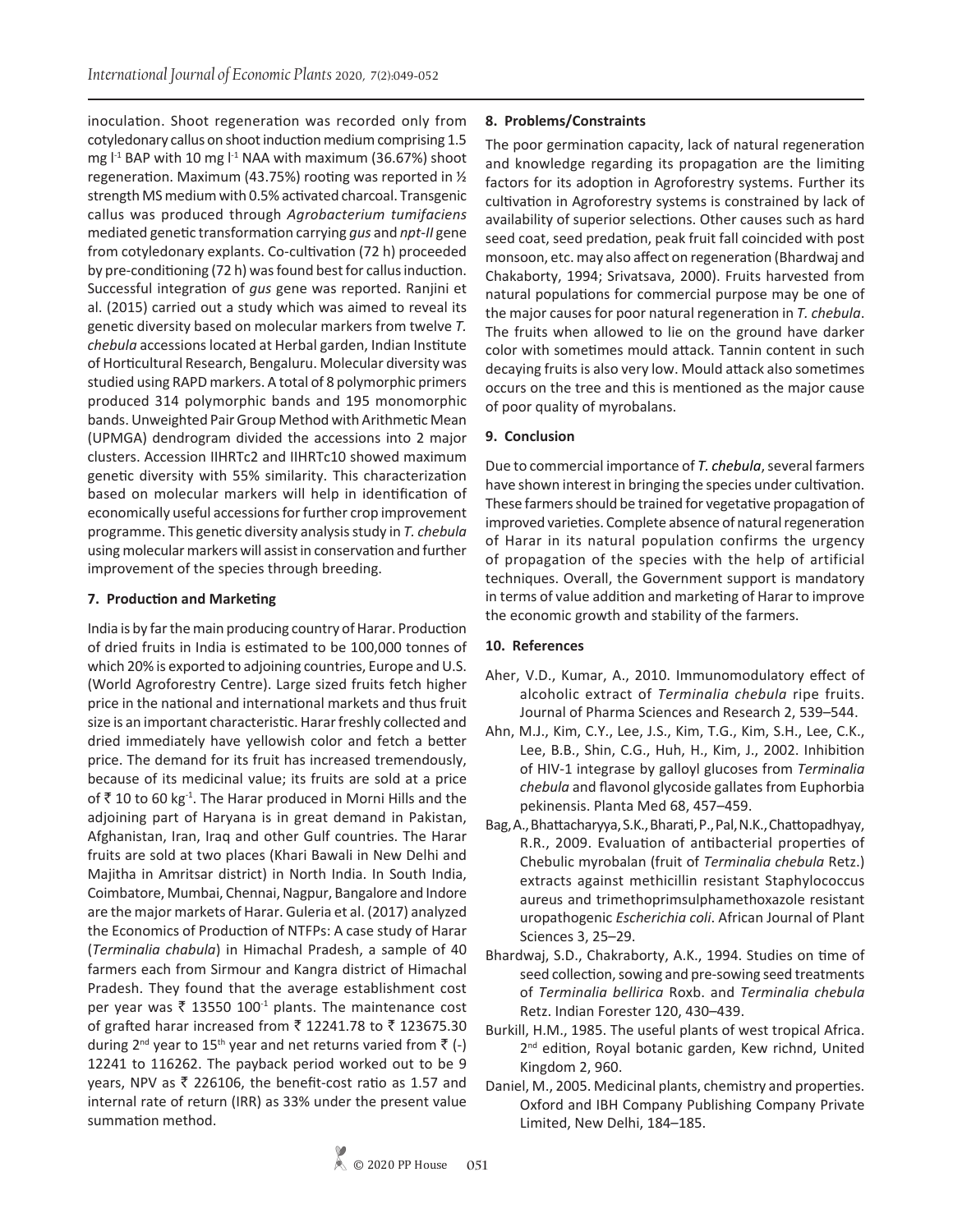inoculation. Shoot regeneration was recorded only from cotyledonary callus on shoot induction medium comprising 1.5 mg $l^{-1}$ BAP with 10 mg $l^{-1}$ NAA with maximum (36.67%) shoot regeneration. Maximum (43.75%) rooting was reported in ½ strength MS medium with 0.5% activated charcoal. Transgenic callus was produced through *Agrobacterium tumifaciens* mediated genetic transformation carrying *gus* and *npt-II* gene from cotyledonary explants. Co-cultivation (72 h) proceeded by pre-conditioning (72 h) was found best for callus induction. Successful integration of *gus* gene was reported. Ranjini et al. (2015) carried out a study which was aimed to reveal its genetic diversity based on molecular markers from twelve *T. chebula* accessions located at Herbal garden, Indian Institute of Horticultural Research, Bengaluru. Molecular diversity was studied using RAPD markers. A total of 8 polymorphic primers produced 314 polymorphic bands and 195 monomorphic bands. Unweighted Pair Group Method with Arithmetic Mean (UPMGA) dendrogram divided the accessions into 2 major clusters. Accession IIHRTc2 and IIHRTc10 showed maximum genetic diversity with 55% similarity. This characterization based on molecular markers will help in identification of economically useful accessions for further crop improvement programme. This genetic diversity analysis study in *T. chebula* using molecular markers will assist in conservation and further improvement of the species through breeding.

## 7. Production and Marketing

India is by far the main producing country of Harar. Production of dried fruits in India is estimated to be 100,000 tonnes of which 20% is exported to adjoining countries, Europe and U.S. (World Agroforestry Centre). Large sized fruits fetch higher price in the national and international markets and thus fruit size is an important characteristic. Harar freshly collected and dried immediately have yellowish color and fetch a better price. The demand for its fruit has increased tremendously, because of its medicinal value; its fruits are sold at a price of ₹ 10 to 60 $kg^{-1}$. The Harar produced in Morni Hills and the adjoining part of Haryana is in great demand in Pakistan, Afghanistan, Iran, Iraq and other Gulf countries. The Harar fruits are sold at two places (Khari Bawali in New Delhi and Majitha in Amritsar district) in North India. In South India, Coimbatore, Mumbai, Chennai, Nagpur, Bangalore and Indore are the major markets of Harar. Guleria et al. (2017) analyzed the Economics of Production of NTFPs: A case study of Harar (*Terminalia chabula*) in Himachal Pradesh, a sample of 40 farmers each from Sirmour and Kangra district of Himachal Pradesh. They found that the average establishment cost per year was ₹ 13550 $100^{-1}$ plants. The maintenance cost of grafted harar increased from ₹ 12241.78 to ₹ 123675.30 during 2nd year to 15th year and net returns varied from ₹ (-) 12241 to 116262. The payback period worked out to be 9 years, NPV as ₹ 226106, the benefit-cost ratio as 1.57 and internal rate of return (IRR) as 33% under the present value summation method.

## 8. Problems/Constraints

The poor germination capacity, lack of natural regeneration and knowledge regarding its propagation are the limiting factors for its adoption in Agroforestry systems. Further its cultivation in Agroforestry systems is constrained by lack of availability of superior selections. Other causes such as hard seed coat, seed predation, peak fruit fall coinciding with post monsoon, etc. may also affect on regeneration (Bhardwaj and Chakaborty, 1994; Srivatsava, 2000). Fruits harvested from natural populations for commercial purpose may be one of the major causes for poor natural regeneration in *T. chebula*. The fruits when allowed to lie on the ground have darker color with sometimes mould attack. Tannin content in such decaying fruits is also very low. Mould attack also sometimes occurs on the tree and this is mentioned as the major cause of poor quality of myrobalans.

## 9. Conclusion

Due to commercial importance of *T. chebula*, several farmers have shown interest in bringing the species under cultivation. These farmers should be trained for vegetative propagation of improved varieties. Complete absence of natural regeneration of Harar in its natural population confirms the urgency of propagation of the species with the help of artificial techniques. Overall, the Government support is mandatory in terms of value addition and marketing of Harar to improve the economic growth and stability of the farmers.

## 10. References

Aher, V.D., Kumar, A., 2010. Immunomodulatory effect of alcoholic extract of *Terminalia chebula* ripe fruits. Journal of Pharma Sciences and Research 2, 539–544.

Ahn, M.J., Kim, C.Y., Lee, J.S., Kim, T.G., Kim, S.H., Lee, C.K., Lee, B.B., Shin, C.G., Huh, H., Kim, J., 2002. Inhibition of HIV-1 integrase by galloyl glucoses from *Terminalia chebula* and flavonol glycoside gallates from Euphorbia pekinensis. Planta Med 68, 457–459.

Bag, A., Bhattacharyya, S.K., Bharati, P., Pal, N.K., Chattopadhyay, R.R., 2009. Evaluation of antibacterial properties of Chebulic myrobalan (fruit of *Terminalia chebula* Retz.) extracts against methicillin resistant Staphylococcus aureus and trimethoprimsulphamethoxazole resistant uropathogenic *Escherichia coli*. African Journal of Plant Sciences 3, 25–29.

Bhardwaj, S.D., Chakraborty, A.K., 1994. Studies on time of seed collection, sowing and pre-sowing seed treatments of *Terminalia bellirica* Roxb. and *Terminalia chebula* Retz. Indian Forester 120, 430–439.

Burkill, H.M., 1985. The useful plants of west tropical Africa. 2nd edition, Royal botanic garden, Kew richnd, United Kingdom 2, 960.

Daniel, M., 2005. Medicinal plants, chemistry and properties. Oxford and IBH Company Publishing Company Private Limited, New Delhi, 184–185.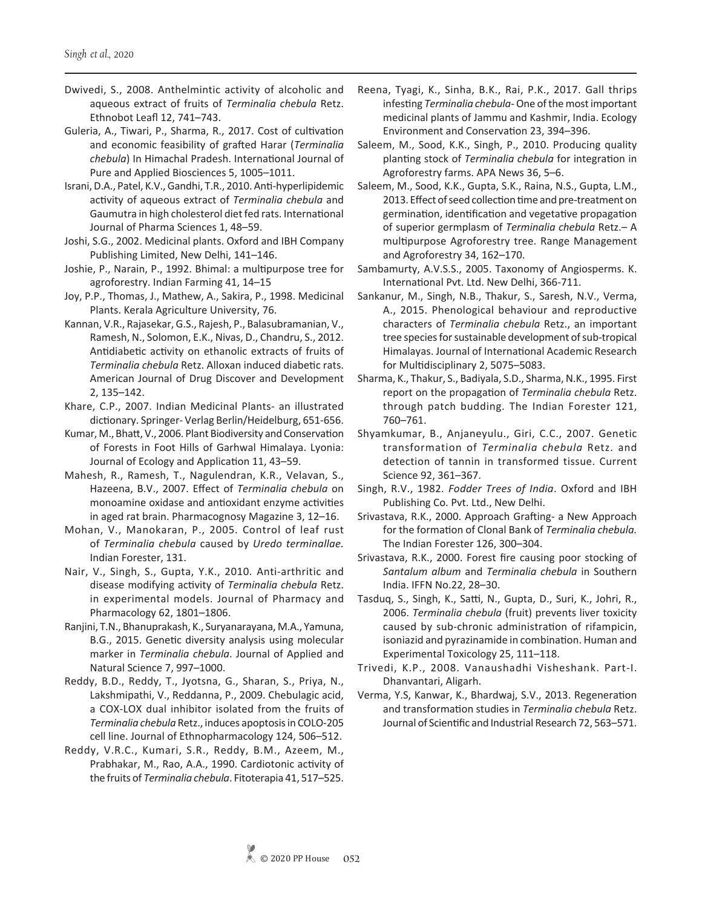Dwivedi, S., 2008. Anthelmintic activity of alcoholic and aqueous extract of fruits of *Terminalia chebula* Retz. Ethnobot Leafl 12, 741–743.

Guleria, A., Tiwari, P., Sharma, R., 2017. Cost of cultivation and economic feasibility of grafted Harar (*Terminalia chebula*) In Himachal Pradesh. International Journal of Pure and Applied Biosciences 5, 1005–1011.

Israni, D.A., Patel, K.V., Gandhi, T.R., 2010. Anti-hyperlipidemic activity of aqueous extract of *Terminalia chebula* and Gaumutra in high cholesterol diet fed rats. International Journal of Pharma Sciences 1, 48–59.

Joshi, S.G., 2002. Medicinal plants. Oxford and IBH Company Publishing Limited, New Delhi, 141–146.

Joshie, P., Narain, P., 1992. Bhimal: a multipurpose tree for agroforestry. Indian Farming 41, 14–15

Joy, P.P., Thomas, J., Mathew, A., Sakira, P., 1998. Medicinal Plants. Kerala Agriculture University, 76.

Kannan, V.R., Rajasekar, G.S., Rajesh, P., Balasubramanian, V., Ramesh, N., Solomon, E.K., Nivas, D., Chandru, S., 2012. Antidiabetic activity on ethanolic extracts of fruits of *Terminalia chebula* Retz. Alloxan induced diabetic rats. American Journal of Drug Discover and Development 2, 135–142.

Khare, C.P., 2007. Indian Medicinal Plants- an illustrated dictionary. Springer- Verlag Berlin/Heidelburg, 651-656.

Kumar, M., Bhatt, V., 2006. Plant Biodiversity and Conservation of Forests in Foot Hills of Garhwal Himalaya. Lyonia: Journal of Ecology and Application 11, 43–59.

Mahesh, R., Ramesh, T., Nagulendran, K.R., Velavan, S., Hazeena, B.V., 2007. Effect of *Terminalia chebula* on monoamine oxidase and antioxidant enzyme activities in aged rat brain. Pharmacognosy Magazine 3, 12–16.

Mohan, V., Manokaran, P., 2005. Control of leaf rust of *Terminalia chebula* caused by *Uredo terminallae.* Indian Forester, 131.

Nair, V., Singh, S., Gupta, Y.K., 2010. Anti-arthritic and disease modifying activity of *Terminalia chebula* Retz. in experimental models. Journal of Pharmacy and Pharmacology 62, 1801–1806.

Ranjini, T.N., Bhanuprakash, K., Suryanarayana, M.A., Yamuna, B.G., 2015. Genetic diversity analysis using molecular marker in *Terminalia chebula*. Journal of Applied and Natural Science 7, 997–1000.

Reddy, B.D., Reddy, T., Jyotsna, G., Sharan, S., Priya, N., Lakshmipathi, V., Reddanna, P., 2009. Chebulagic acid, a COX-LOX dual inhibitor isolated from the fruits of *Terminalia chebula* Retz., induces apoptosis in COLO-205 cell line. Journal of Ethnopharmacology 124, 506–512.

Reddy, V.R.C., Kumari, S.R., Reddy, B.M., Azeem, M., Prabhakar, M., Rao, A.A., 1990. Cardiotonic activity of the fruits of *Terminalia chebula*. Fitoterapia 41, 517–525.

Reena, Tyagi, K., Sinha, B.K., Rai, P.K., 2017. Gall thrips infesting *Terminalia chebula*- One of the most important medicinal plants of Jammu and Kashmir, India. Ecology Environment and Conservation 23, 394–396.

Saleem, M., Sood, K.K., Singh, P., 2010. Producing quality planting stock of *Terminalia chebula* for integration in Agroforestry farms. APA News 36, 5–6.

Saleem, M., Sood, K.K., Gupta, S.K., Raina, N.S., Gupta, L.M., 2013. Effect of seed collection time and pre-treatment on germination, identification and vegetative propagation of superior germplasm of *Terminalia chebula* Retz.– A multipurpose Agroforestry tree. Range Management and Agroforestry 34, 162–170.

Sambamurty, A.V.S.S., 2005. Taxonomy of Angiosperms. K. International Pvt. Ltd. New Delhi, 366-711.

Sankanur, M., Singh, N.B., Thakur, S., Saresh, N.V., Verma, A., 2015. Phenological behaviour and reproductive characters of *Terminalia chebula* Retz., an important tree species for sustainable development of sub-tropical Himalayas. Journal of International Academic Research for Multidisciplinary 2, 5075–5083.

Sharma, K., Thakur, S., Badiyala, S.D., Sharma, N.K., 1995. First report on the propagation of *Terminalia chebula* Retz. through patch budding. The Indian Forester 121, 760–761.

Shyamkumar, B., Anjaneyulu., Giri, C.C., 2007. Genetic transformation of *Terminalia chebula* Retz. and detection of tannin in transformed tissue. Current Science 92, 361–367.

Singh, R.V., 1982. *Fodder Trees of India*. Oxford and IBH Publishing Co. Pvt. Ltd., New Delhi.

Srivastava, R.K., 2000. Approach Grafting- a New Approach for the formation of Clonal Bank of *Terminalia chebula.* The Indian Forester 126, 300–304.

Srivastava, R.K., 2000. Forest fire causing poor stocking of *Santalum album* and *Terminalia chebula* in Southern India. IFFN No.22, 28–30.

Tasduq, S., Singh, K., Satti, N., Gupta, D., Suri, K., Johri, R., 2006. *Terminalia chebula* (fruit) prevents liver toxicity caused by sub-chronic administration of rifampicin, isoniazid and pyrazinamide in combination. Human and Experimental Toxicology 25, 111–118.

Trivedi, K.P., 2008. Vanaushadhi Visheshank. Part-I. Dhanvantari, Aligarh.

Verma, Y.S, Kanwar, K., Bhardwaj, S.V., 2013. Regeneration and transformation studies in *Terminalia chebula* Retz. Journal of Scientific and Industrial Research 72, 563–571.